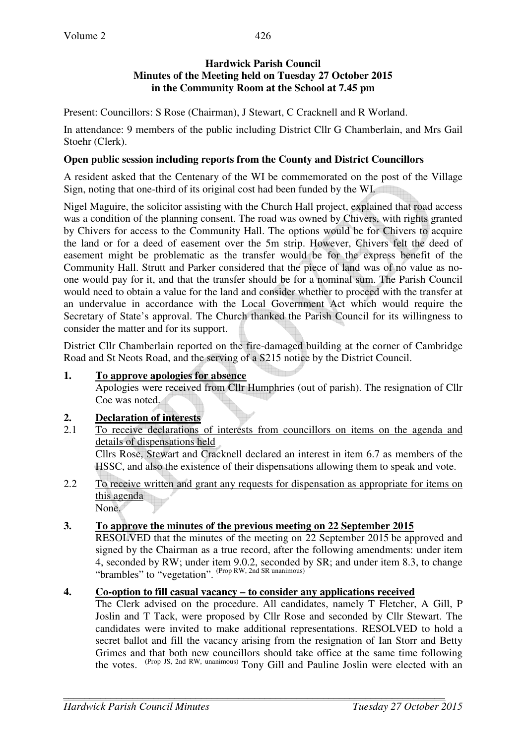**Hardwick Parish Council**
**Minutes of the Meeting held on Tuesday 27 October 2015**
**in the Community Room at the School at 7.45 pm**

Present: Councillors: S Rose (Chairman), J Stewart, C Cracknell and R Worland.

In attendance: 9 members of the public including District Cllr G Chamberlain, and Mrs Gail Stoehr (Clerk).

**Open public session including reports from the County and District Councillors**

A resident asked that the Centenary of the WI be commemorated on the post of the Village Sign, noting that one-third of its original cost had been funded by the WI.

Nigel Maguire, the solicitor assisting with the Church Hall project, explained that road access was a condition of the planning consent. The road was owned by Chivers, with rights granted by Chivers for access to the Community Hall. The options would be for Chivers to acquire the land or for a deed of easement over the 5m strip. However, Chivers felt the deed of easement might be problematic as the transfer would be for the express benefit of the Community Hall. Strutt and Parker considered that the piece of land was of no value as no-one would pay for it, and that the transfer should be for a nominal sum. The Parish Council would need to obtain a value for the land and consider whether to proceed with the transfer at an undervalue in accordance with the Local Government Act which would require the Secretary of State's approval. The Church thanked the Parish Council for its willingness to consider the matter and for its support.

District Cllr Chamberlain reported on the fire-damaged building at the corner of Cambridge Road and St Neots Road, and the serving of a S215 notice by the District Council.

**1. To approve apologies for absence**

Apologies were received from Cllr Humphries (out of parish). The resignation of Cllr Coe was noted.

**2. Declaration of interests**

2.1 To receive declarations of interests from councillors on items on the agenda and details of dispensations held

Cllrs Rose, Stewart and Cracknell declared an interest in item 6.7 as members of the HSSC, and also the existence of their dispensations allowing them to speak and vote.

2.2 To receive written and grant any requests for dispensation as appropriate for items on this agenda

None.

**3. To approve the minutes of the previous meeting on 22 September 2015**

RESOLVED that the minutes of the meeting on 22 September 2015 be approved and signed by the Chairman as a true record, after the following amendments: under item 4, seconded by RW; under item 9.0.2, seconded by SR; and under item 8.3, to change "brambles" to "vegetation". (Prop RW, 2nd SR unanimous)

**4. Co-option to fill casual vacancy – to consider any applications received**

The Clerk advised on the procedure. All candidates, namely T Fletcher, A Gill, P Joslin and T Tack, were proposed by Cllr Rose and seconded by Cllr Stewart. The candidates were invited to make additional representations. RESOLVED to hold a secret ballot and fill the vacancy arising from the resignation of Ian Storr and Betty Grimes and that both new councillors should take office at the same time following the votes. (Prop JS, 2nd RW, unanimous) Tony Gill and Pauline Joslin were elected with an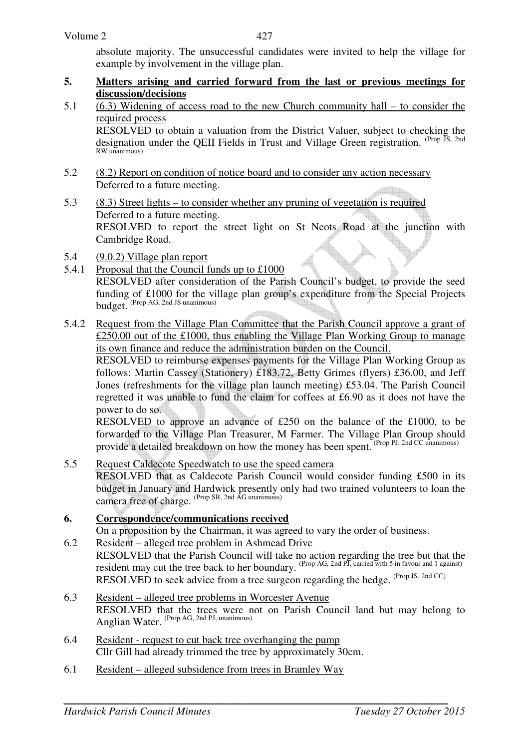absolute majority. The unsuccessful candidates were invited to help the village for example by involvement in the village plan.

## 5. Matters arising and carried forward from the last or previous meetings for discussion/decisions

5.1 (6.3) Widening of access road to the new Church community hall – to consider the required process

RESOLVED to obtain a valuation from the District Valuer, subject to checking the designation under the QEII Fields in Trust and Village Green registration. (Prop JS, 2nd RW unanimous)

5.2 (8.2) Report on condition of notice board and to consider any action necessary

Deferred to a future meeting.

5.3 (8.3) Street lights – to consider whether any pruning of vegetation is required

Deferred to a future meeting.

RESOLVED to report the street light on St Neots Road at the junction with Cambridge Road.

5.4 (9.0.2) Village plan report

5.4.1 Proposal that the Council funds up to £1000

RESOLVED after consideration of the Parish Council's budget, to provide the seed funding of £1000 for the village plan group's expenditure from the Special Projects budget. (Prop AG, 2nd JS unanimous)

5.4.2 Request from the Village Plan Committee that the Parish Council approve a grant of £250.00 out of the £1000, thus enabling the Village Plan Working Group to manage its own finance and reduce the administration burden on the Council.

RESOLVED to reimburse expenses payments for the Village Plan Working Group as follows: Martin Cassey (Stationery) £183.72, Betty Grimes (flyers) £36.00, and Jeff Jones (refreshments for the village plan launch meeting) £53.04. The Parish Council regretted it was unable to fund the claim for coffees at £6.90 as it does not have the power to do so.

RESOLVED to approve an advance of £250 on the balance of the £1000, to be forwarded to the Village Plan Treasurer, M Farmer. The Village Plan Group should provide a detailed breakdown on how the money has been spent. (Prop PJ, 2nd CC unanimous)

5.5 Request Caldecote Speedwatch to use the speed camera

RESOLVED that as Caldecote Parish Council would consider funding £500 in its budget in January and Hardwick presently only had two trained volunteers to loan the camera free of charge. (Prop SR, 2nd AG unanimous)

## 6. Correspondence/communications received

On a proposition by the Chairman, it was agreed to vary the order of business.

6.2 Resident – alleged tree problem in Ashmead Drive

RESOLVED that the Parish Council will take no action regarding the tree but that the resident may cut the tree back to her boundary. (Prop AG, 2nd PJ, carried with 5 in favour and 1 against)

RESOLVED to seek advice from a tree surgeon regarding the hedge. (Prop JS, 2nd CC)

6.3 Resident – alleged tree problems in Worcester Avenue

RESOLVED that the trees were not on Parish Council land but may belong to Anglian Water. (Prop AG, 2nd PJ, unanimous)

6.4 Resident - request to cut back tree overhanging the pump

Cllr Gill had already trimmed the tree by approximately 30cm.

6.1 Resident – alleged subsidence from trees in Bramley Way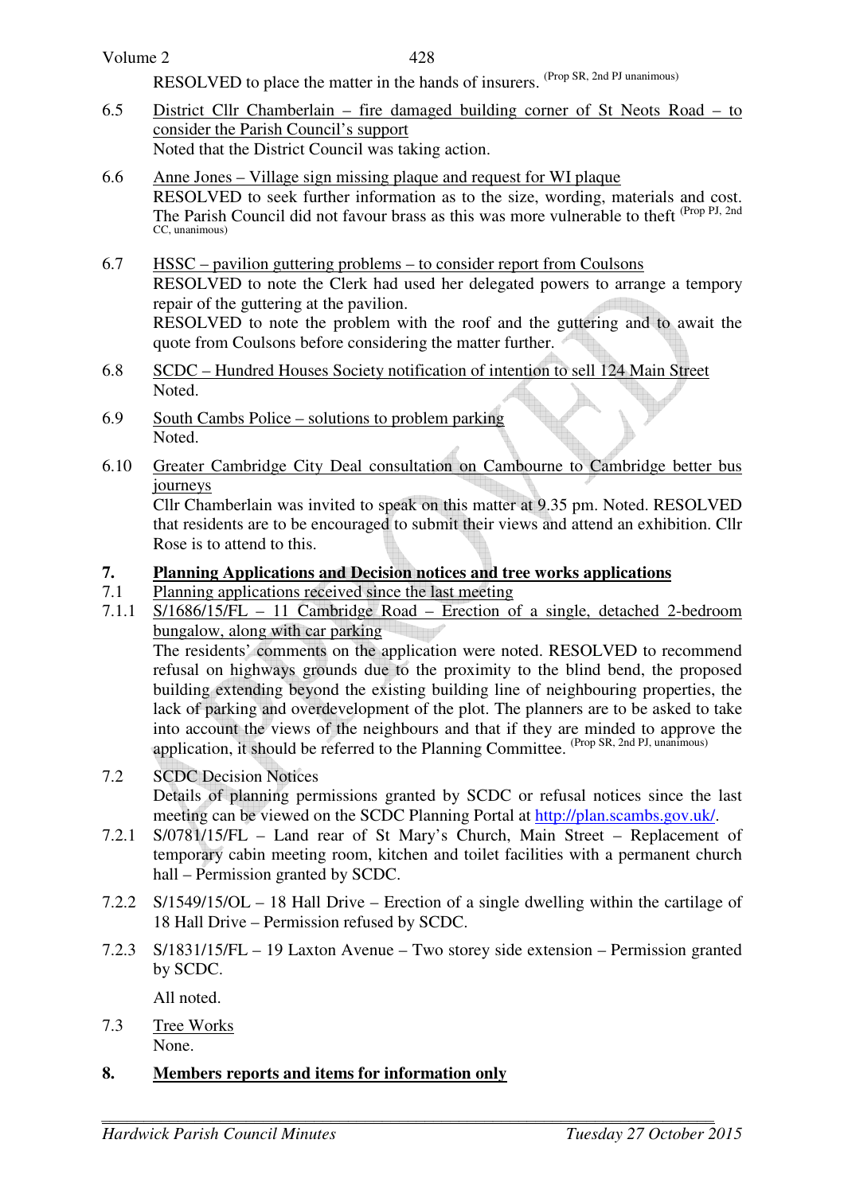RESOLVED to place the matter in the hands of insurers. (Prop SR, 2nd PJ unanimous)

6.5 District Cllr Chamberlain – fire damaged building corner of St Neots Road – to consider the Parish Council's support
Noted that the District Council was taking action.

6.6 Anne Jones – Village sign missing plaque and request for WI plaque
RESOLVED to seek further information as to the size, wording, materials and cost. The Parish Council did not favour brass as this was more vulnerable to theft (Prop PJ, 2nd CC, unanimous)

6.7 HSSC – pavilion guttering problems – to consider report from Coulsons
RESOLVED to note the Clerk had used her delegated powers to arrange a tempory repair of the guttering at the pavilion.
RESOLVED to note the problem with the roof and the guttering and to await the quote from Coulsons before considering the matter further.

6.8 SCDC – Hundred Houses Society notification of intention to sell 124 Main Street
Noted.

6.9 South Cambs Police – solutions to problem parking
Noted.

6.10 Greater Cambridge City Deal consultation on Cambourne to Cambridge better bus journeys
Cllr Chamberlain was invited to speak on this matter at 9.35 pm. Noted. RESOLVED that residents are to be encouraged to submit their views and attend an exhibition. Cllr Rose is to attend to this.

## 7. Planning Applications and Decision notices and tree works applications

7.1 Planning applications received since the last meeting

7.1.1 S/1686/15/FL – 11 Cambridge Road – Erection of a single, detached 2-bedroom bungalow, along with car parking
The residents' comments on the application were noted. RESOLVED to recommend refusal on highways grounds due to the proximity to the blind bend, the proposed building extending beyond the existing building line of neighbouring properties, the lack of parking and overdevelopment of the plot. The planners are to be asked to take into account the views of the neighbours and that if they are minded to approve the application, it should be referred to the Planning Committee. (Prop SR, 2nd PJ, unanimous)

7.2 SCDC Decision Notices
Details of planning permissions granted by SCDC or refusal notices since the last meeting can be viewed on the SCDC Planning Portal at http://plan.scambs.gov.uk/.

7.2.1 S/0781/15/FL – Land rear of St Mary's Church, Main Street – Replacement of temporary cabin meeting room, kitchen and toilet facilities with a permanent church hall – Permission granted by SCDC.

7.2.2 S/1549/15/OL – 18 Hall Drive – Erection of a single dwelling within the cartilage of 18 Hall Drive – Permission refused by SCDC.

7.2.3 S/1831/15/FL – 19 Laxton Avenue – Two storey side extension – Permission granted by SCDC.

All noted.

7.3 Tree Works
None.

## 8. Members reports and items for information only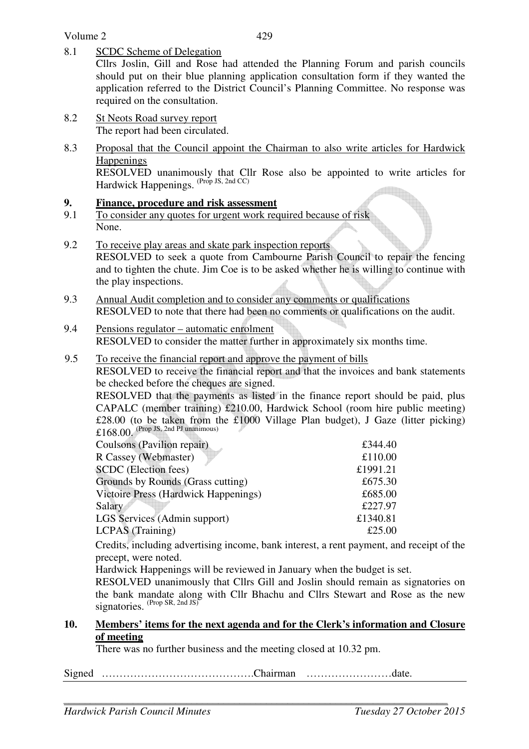8.1 SCDC Scheme of Delegation

Cllrs Joslin, Gill and Rose had attended the Planning Forum and parish councils should put on their blue planning application consultation form if they wanted the application referred to the District Council's Planning Committee. No response was required on the consultation.

8.2 St Neots Road survey report

The report had been circulated.

8.3 Proposal that the Council appoint the Chairman to also write articles for Hardwick Happenings

RESOLVED unanimously that Cllr Rose also be appointed to write articles for Hardwick Happenings. (Prop JS, 2nd CC)

## 9. Finance, procedure and risk assessment

9.1 To consider any quotes for urgent work required because of risk

None.

9.2 To receive play areas and skate park inspection reports

RESOLVED to seek a quote from Cambourne Parish Council to repair the fencing and to tighten the chute. Jim Coe is to be asked whether he is willing to continue with the play inspections.

9.3 Annual Audit completion and to consider any comments or qualifications

RESOLVED to note that there had been no comments or qualifications on the audit.

9.4 Pensions regulator – automatic enrolment

RESOLVED to consider the matter further in approximately six months time.

9.5 To receive the financial report and approve the payment of bills

RESOLVED to receive the financial report and that the invoices and bank statements be checked before the cheques are signed.

RESOLVED that the payments as listed in the finance report should be paid, plus CAPALC (member training) £210.00, Hardwick School (room hire public meeting) £28.00 (to be taken from the £1000 Village Plan budget), J Gaze (litter picking) £168.00. (Prop JS, 2nd PJ unanimous)

| | |
|---|---|
| Coulsons (Pavilion repair) | £344.40 |
| R Cassey (Webmaster) | £110.00 |
| SCDC (Election fees) | £1991.21 |
| Grounds by Rounds (Grass cutting) | £675.30 |
| Victoire Press (Hardwick Happenings) | £685.00 |
| Salary | £227.97 |
| LGS Services (Admin support) | £1340.81 |
| LCPAS (Training) | £25.00 |

Credits, including advertising income, bank interest, a rent payment, and receipt of the precept, were noted.

Hardwick Happenings will be reviewed in January when the budget is set.

RESOLVED unanimously that Cllrs Gill and Joslin should remain as signatories on the bank mandate along with Cllr Bhachu and Cllrs Stewart and Rose as the new signatories. (Prop SR, 2nd JS)

## 10. Members' items for the next agenda and for the Clerk's information and Closure of meeting

There was no further business and the meeting closed at 10.32 pm.

Signed …………………………………….Chairman ……………………date.